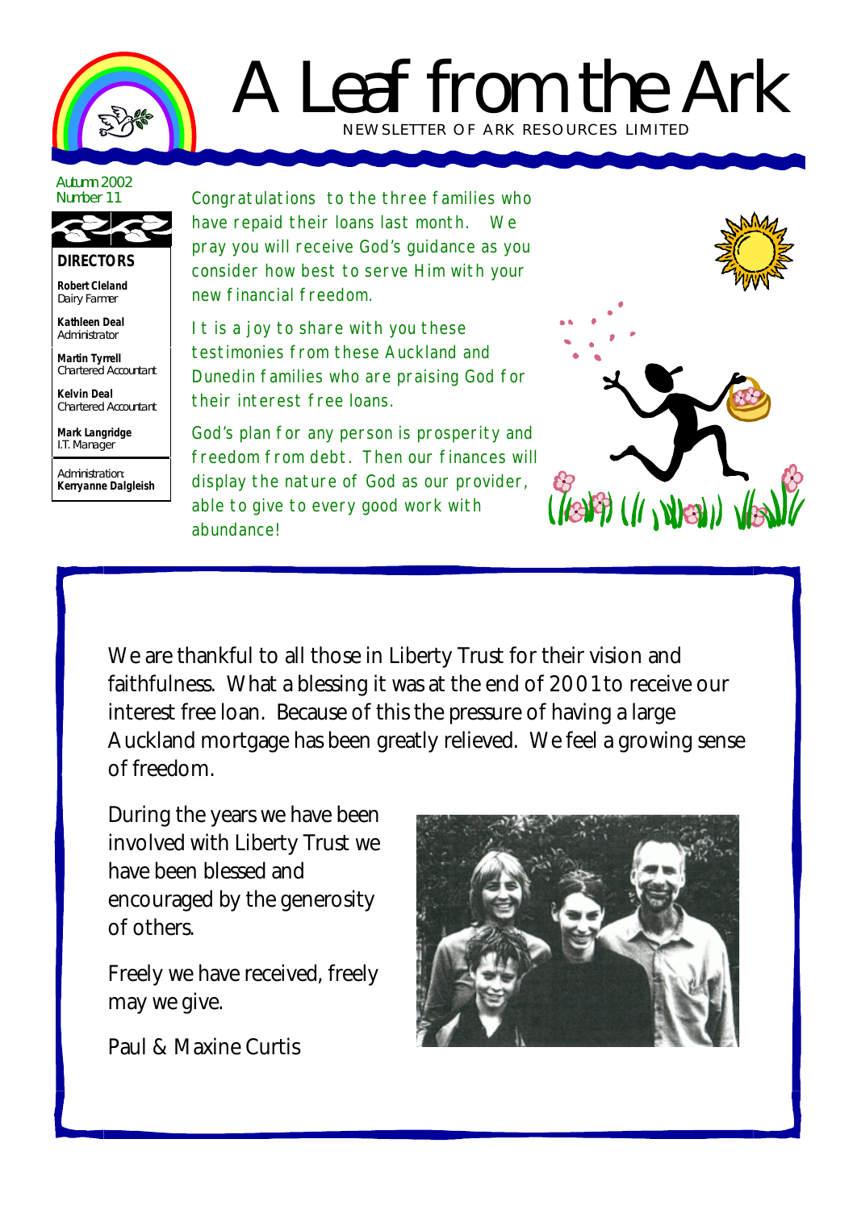# A Leaf from the Ark

NEWSLETTER OF ARK RESOURCES LIMITED

Autumn 2002
Number 11

**DIRECTORS**

**Robert Cleland**
Dairy Farmer

**Kathleen Deal**
Administrator

**Martin Tyrrell**
Chartered Accountant

**Kelvin Deal**
Chartered Accountant

**Mark Langridge**
I.T. Manager

Administration:
**Kerryanne Dalgleish**

Congratulations to the three families who have repaid their loans last month. We pray you will receive God's guidance as you consider how best to serve Him with your new financial freedom.

It is a joy to share with you these testimonies from these Auckland and Dunedin families who are praising God for their interest free loans.

God's plan for any person is prosperity and freedom from debt. Then our finances will display the nature of God as our provider, able to give to every good work with abundance!

---

We are thankful to all those in Liberty Trust for their vision and faithfulness. What a blessing it was at the end of 2001 to receive our interest free loan. Because of this the pressure of having a large Auckland mortgage has been greatly relieved. We feel a growing sense of freedom.

During the years we have been involved with Liberty Trust we have been blessed and encouraged by the generosity of others.

Freely we have received, freely may we give.

Paul & Maxine Curtis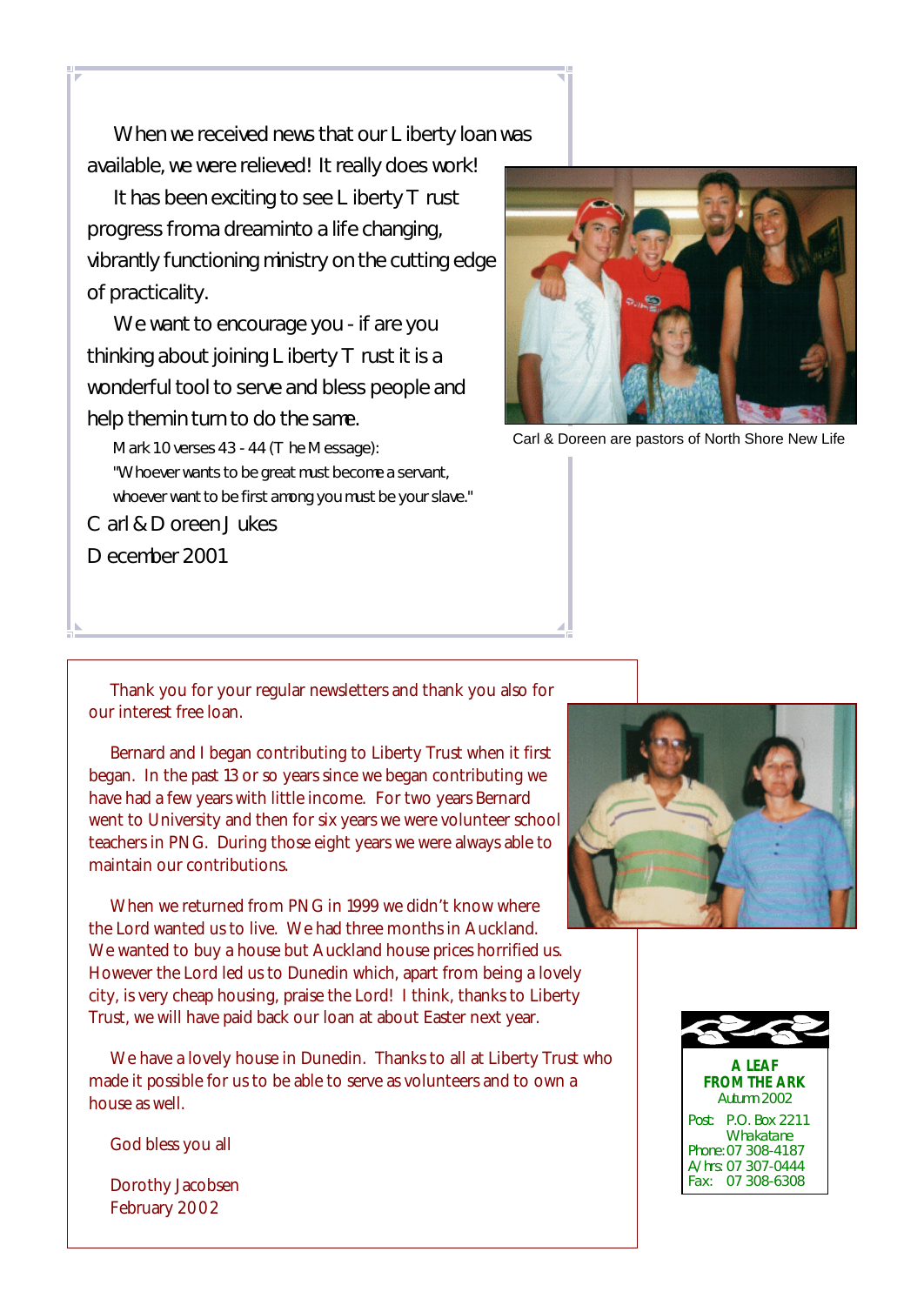When we received news that our Liberty loan was available, we were relieved! It really does work!

It has been exciting to see Liberty Trust progress from a dream into a life changing, vibrantly functioning ministry on the cutting edge of practicality.

We want to encourage you - if are you thinking about joining Liberty Trust it is a wonderful tool to serve and bless people and help them in turn to do the same.

Mark 10 verses 43 - 44 (The Message):
"Whoever wants to be great must become a servant, whoever want to be first among you must be your slave."

Carl & Doreen Jukes
December 2001

Carl & Doreen are pastors of North Shore New Life

Thank you for your regular newsletters and thank you also for our interest free loan.

Bernard and I began contributing to Liberty Trust when it first began. In the past 13 or so years since we began contributing we have had a few years with little income. For two years Bernard went to University and then for six years we were volunteer school teachers in PNG. During those eight years we were always able to maintain our contributions.

When we returned from PNG in 1999 we didn't know where the Lord wanted us to live. We had three months in Auckland. We wanted to buy a house but Auckland house prices horrified us. However the Lord led us to Dunedin which, apart from being a lovely city, is very cheap housing, praise the Lord! I think, thanks to Liberty Trust, we will have paid back our loan at about Easter next year.

We have a lovely house in Dunedin. Thanks to all at Liberty Trust who made it possible for us to be able to serve as volunteers and to own a house as well.

God bless you all

Dorothy Jacobsen
February 2002

**A LEAF FROM THE ARK**
Autumn 2002

Post: P.O. Box 2211
Whakatane
Phone: 07 308-4187
A/hrs: 07 307-0444
Fax: 07 308-6308